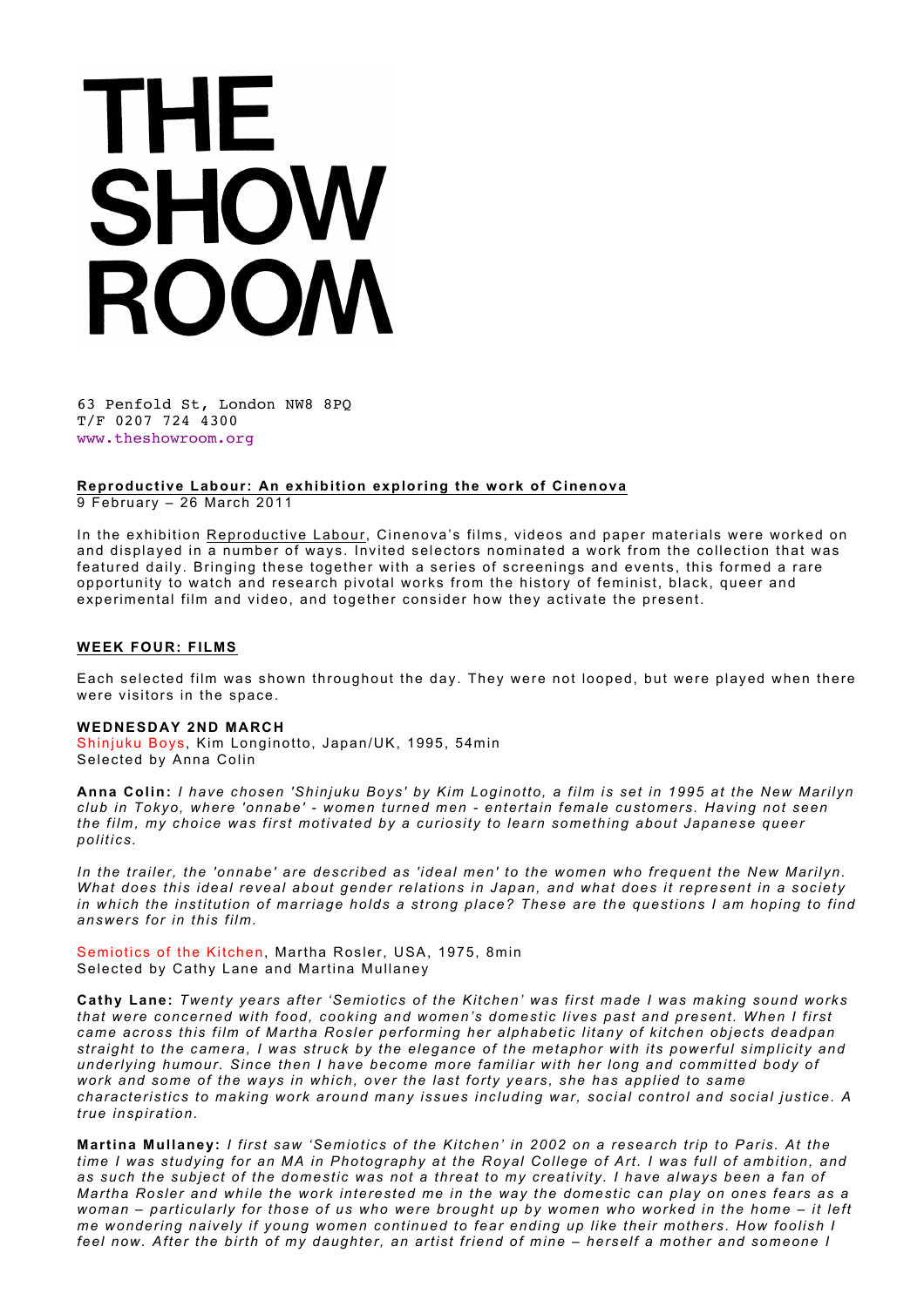# THE SHOW ROOM

63 Penfold St, London NW8 8PQ
T/F 0207 724 4300
www.theshowroom.org

**Reproductive Labour: An exhibition exploring the work of Cinenova**
9 February – 26 March 2011

In the exhibition Reproductive Labour, Cinenova's films, videos and paper materials were worked on and displayed in a number of ways. Invited selectors nominated a work from the collection that was featured daily. Bringing these together with a series of screenings and events, this formed a rare opportunity to watch and research pivotal works from the history of feminist, black, queer and experimental film and video, and together consider how they activate the present.

## WEEK FOUR: FILMS

Each selected film was shown throughout the day. They were not looped, but were played when there were visitors in the space.

### WEDNESDAY 2ND MARCH

Shinjuku Boys, Kim Longinotto, Japan/UK, 1995, 54min
Selected by Anna Colin

**Anna Colin:** *I have chosen 'Shinjuku Boys' by Kim Loginotto, a film is set in 1995 at the New Marilyn club in Tokyo, where 'onnabe' - women turned men - entertain female customers. Having not seen the film, my choice was first motivated by a curiosity to learn something about Japanese queer politics.*

*In the trailer, the 'onnabe' are described as 'ideal men' to the women who frequent the New Marilyn. What does this ideal reveal about gender relations in Japan, and what does it represent in a society in which the institution of marriage holds a strong place? These are the questions I am hoping to find answers for in this film.*

Semiotics of the Kitchen, Martha Rosler, USA, 1975, 8min
Selected by Cathy Lane and Martina Mullaney

**Cathy Lane:** *Twenty years after 'Semiotics of the Kitchen' was first made I was making sound works that were concerned with food, cooking and women's domestic lives past and present. When I first came across this film of Martha Rosler performing her alphabetic litany of kitchen objects deadpan straight to the camera, I was struck by the elegance of the metaphor with its powerful simplicity and underlying humour. Since then I have become more familiar with her long and committed body of work and some of the ways in which, over the last forty years, she has applied to same characteristics to making work around many issues including war, social control and social justice. A true inspiration.*

**Martina Mullaney:** *I first saw 'Semiotics of the Kitchen' in 2002 on a research trip to Paris. At the time I was studying for an MA in Photography at the Royal College of Art. I was full of ambition, and as such the subject of the domestic was not a threat to my creativity. I have always been a fan of Martha Rosler and while the work interested me in the way the domestic can play on ones fears as a woman – particularly for those of us who were brought up by women who worked in the home – it left me wondering naively if young women continued to fear ending up like their mothers. How foolish I feel now. After the birth of my daughter, an artist friend of mine – herself a mother and someone I*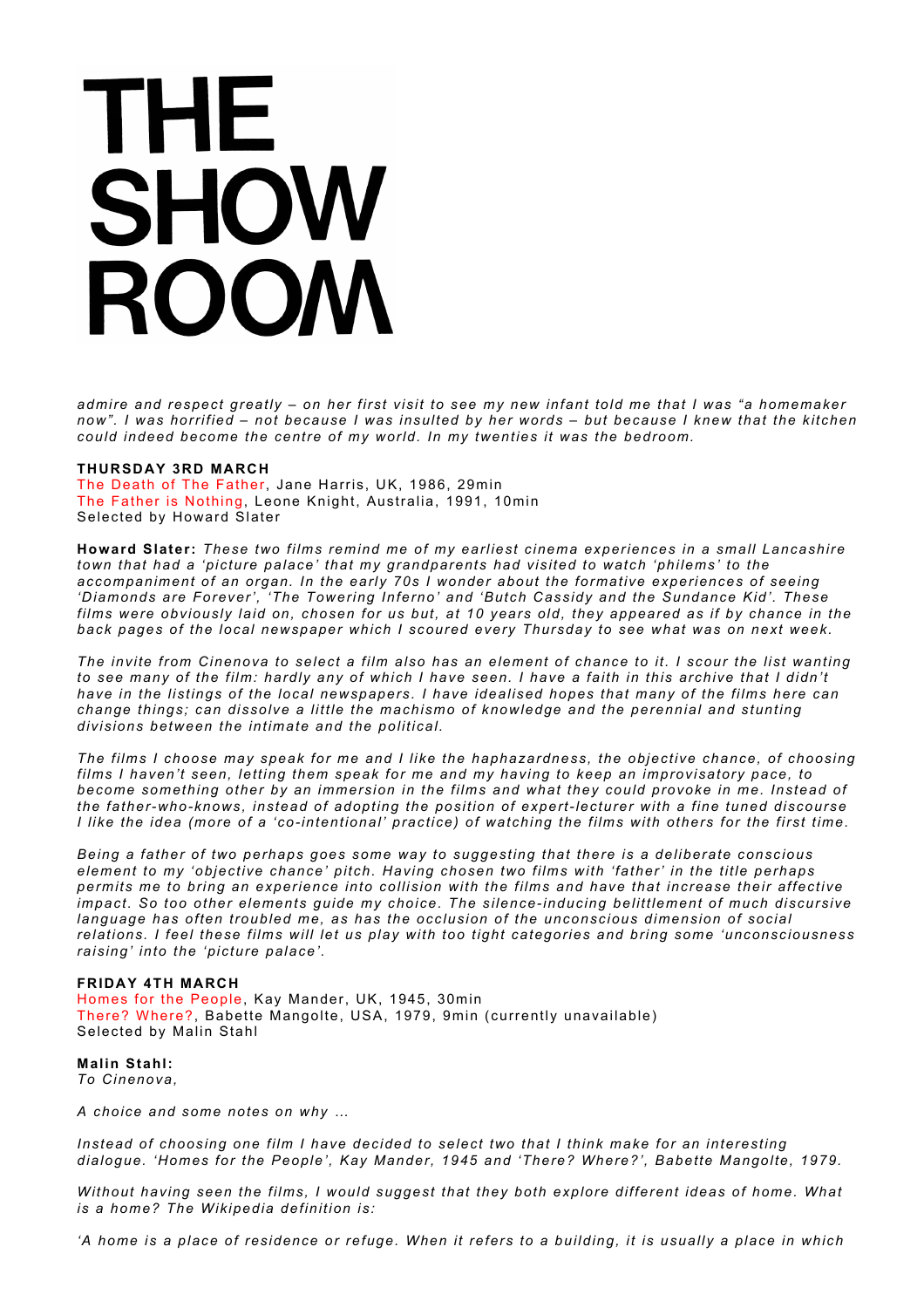*admire and respect greatly – on her first visit to see my new infant told me that I was "a homemaker now". I was horrified – not because I was insulted by her words – but because I knew that the kitchen could indeed become the centre of my world. In my twenties it was the bedroom.*

**THURSDAY 3RD MARCH**
The Death of The Father, Jane Harris, UK, 1986, 29min
The Father is Nothing, Leone Knight, Australia, 1991, 10min
Selected by Howard Slater

**Howard Slater:** *These two films remind me of my earliest cinema experiences in a small Lancashire town that had a 'picture palace' that my grandparents had visited to watch 'philems' to the accompaniment of an organ. In the early 70s I wonder about the formative experiences of seeing 'Diamonds are Forever', 'The Towering Inferno' and 'Butch Cassidy and the Sundance Kid'. These films were obviously laid on, chosen for us but, at 10 years old, they appeared as if by chance in the back pages of the local newspaper which I scoured every Thursday to see what was on next week.*

*The invite from Cinenova to select a film also has an element of chance to it. I scour the list wanting to see many of the film: hardly any of which I have seen. I have a faith in this archive that I didn't have in the listings of the local newspapers. I have idealised hopes that many of the films here can change things; can dissolve a little the machismo of knowledge and the perennial and stunting divisions between the intimate and the political.*

*The films I choose may speak for me and I like the haphazardness, the objective chance, of choosing films I haven't seen, letting them speak for me and my having to keep an improvisatory pace, to become something other by an immersion in the films and what they could provoke in me. Instead of the father-who-knows, instead of adopting the position of expert-lecturer with a fine tuned discourse I like the idea (more of a 'co-intentional' practice) of watching the films with others for the first time.*

*Being a father of two perhaps goes some way to suggesting that there is a deliberate conscious element to my 'objective chance' pitch. Having chosen two films with 'father' in the title perhaps permits me to bring an experience into collision with the films and have that increase their affective impact. So too other elements guide my choice. The silence-inducing belittlement of much discursive language has often troubled me, as has the occlusion of the unconscious dimension of social relations. I feel these films will let us play with too tight categories and bring some 'unconsciousness raising' into the 'picture palace'.*

**FRIDAY 4TH MARCH**
Homes for the People, Kay Mander, UK, 1945, 30min
There? Where?, Babette Mangolte, USA, 1979, 9min (currently unavailable)
Selected by Malin Stahl

**Malin Stahl:**
*To Cinenova,*

*A choice and some notes on why ...*

*Instead of choosing one film I have decided to select two that I think make for an interesting dialogue. 'Homes for the People', Kay Mander, 1945 and 'There? Where?', Babette Mangolte, 1979.*

*Without having seen the films, I would suggest that they both explore different ideas of home. What is a home? The Wikipedia definition is:*

*'A home is a place of residence or refuge. When it refers to a building, it is usually a place in which*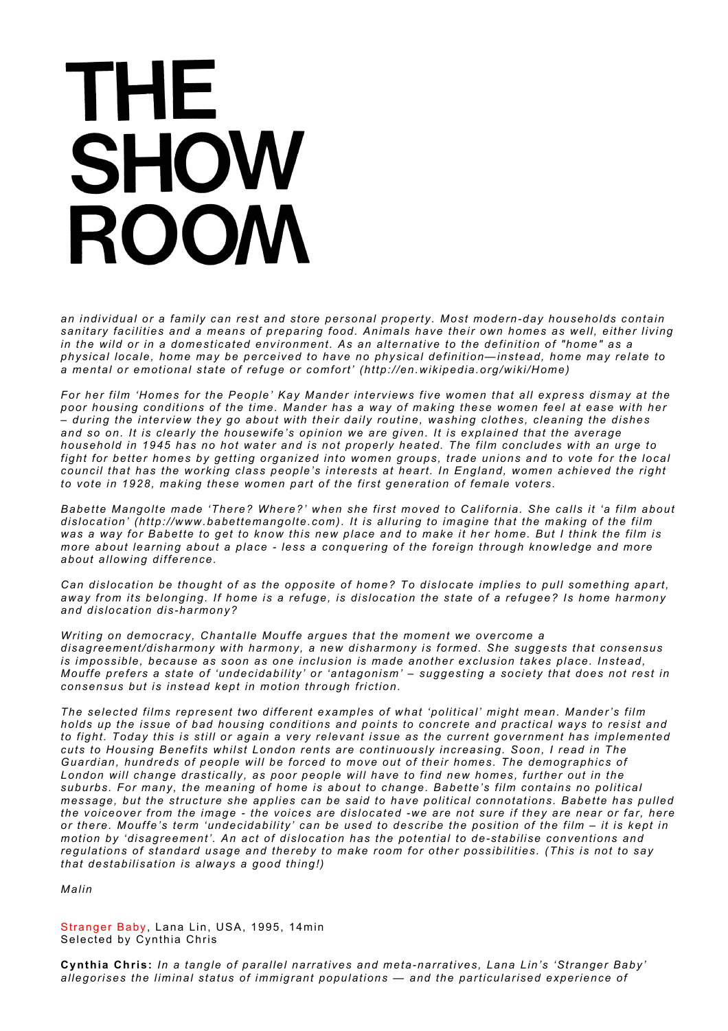*an individual or a family can rest and store personal property. Most modern-day households contain sanitary facilities and a means of preparing food. Animals have their own homes as well, either living in the wild or in a domesticated environment. As an alternative to the definition of "home" as a physical locale, home may be perceived to have no physical definition—instead, home may relate to a mental or emotional state of refuge or comfort' (http://en.wikipedia.org/wiki/Home)*

*For her film 'Homes for the People' Kay Mander interviews five women that all express dismay at the poor housing conditions of the time. Mander has a way of making these women feel at ease with her – during the interview they go about with their daily routine, washing clothes, cleaning the dishes and so on. It is clearly the housewife's opinion we are given. It is explained that the average household in 1945 has no hot water and is not properly heated. The film concludes with an urge to fight for better homes by getting organized into women groups, trade unions and to vote for the local council that has the working class people's interests at heart. In England, women achieved the right to vote in 1928, making these women part of the first generation of female voters.*

*Babette Mangolte made 'There? Where?' when she first moved to California. She calls it 'a film about dislocation' (http://www.babettemangolte.com). It is alluring to imagine that the making of the film was a way for Babette to get to know this new place and to make it her home. But I think the film is more about learning about a place - less a conquering of the foreign through knowledge and more about allowing difference.*

*Can dislocation be thought of as the opposite of home? To dislocate implies to pull something apart, away from its belonging. If home is a refuge, is dislocation the state of a refugee? Is home harmony and dislocation dis-harmony?*

*Writing on democracy, Chantalle Mouffe argues that the moment we overcome a disagreement/disharmony with harmony, a new disharmony is formed. She suggests that consensus is impossible, because as soon as one inclusion is made another exclusion takes place. Instead, Mouffe prefers a state of 'undecidability' or 'antagonism' – suggesting a society that does not rest in consensus but is instead kept in motion through friction.*

*The selected films represent two different examples of what 'political' might mean. Mander's film holds up the issue of bad housing conditions and points to concrete and practical ways to resist and to fight. Today this is still or again a very relevant issue as the current government has implemented cuts to Housing Benefits whilst London rents are continuously increasing. Soon, I read in The Guardian, hundreds of people will be forced to move out of their homes. The demographics of London will change drastically, as poor people will have to find new homes, further out in the suburbs. For many, the meaning of home is about to change. Babette's film contains no political message, but the structure she applies can be said to have political connotations. Babette has pulled the voiceover from the image - the voices are dislocated -we are not sure if they are near or far, here or there. Mouffe's term 'undecidability' can be used to describe the position of the film – it is kept in motion by 'disagreement'. An act of dislocation has the potential to de-stabilise conventions and regulations of standard usage and thereby to make room for other possibilities. (This is not to say that destabilisation is always a good thing!)*

*Malin*

Stranger Baby, Lana Lin, USA, 1995, 14min
Selected by Cynthia Chris

**Cynthia Chris:** *In a tangle of parallel narratives and meta-narratives, Lana Lin's 'Stranger Baby' allegorises the liminal status of immigrant populations — and the particularised experience of*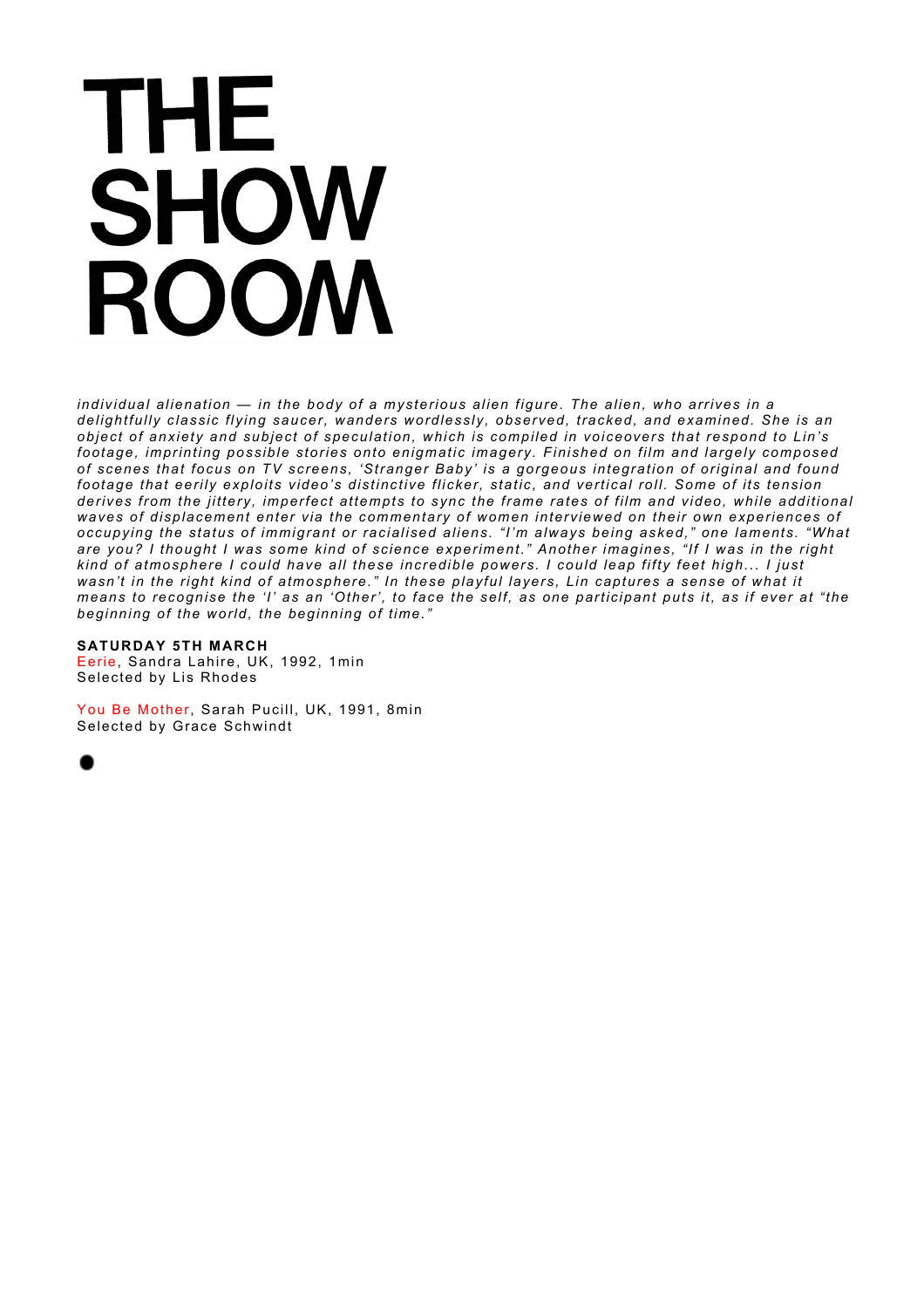# THE SHOW ROOM

*individual alienation — in the body of a mysterious alien figure. The alien, who arrives in a delightfully classic flying saucer, wanders wordlessly, observed, tracked, and examined. She is an object of anxiety and subject of speculation, which is compiled in voiceovers that respond to Lin's footage, imprinting possible stories onto enigmatic imagery. Finished on film and largely composed of scenes that focus on TV screens, 'Stranger Baby' is a gorgeous integration of original and found footage that eerily exploits video's distinctive flicker, static, and vertical roll. Some of its tension derives from the jittery, imperfect attempts to sync the frame rates of film and video, while additional waves of displacement enter via the commentary of women interviewed on their own experiences of occupying the status of immigrant or racialised aliens. "I'm always being asked," one laments. "What are you? I thought I was some kind of science experiment." Another imagines, "If I was in the right kind of atmosphere I could have all these incredible powers. I could leap fifty feet high... I just wasn't in the right kind of atmosphere." In these playful layers, Lin captures a sense of what it means to recognise the 'I' as an 'Other', to face the self, as one participant puts it, as if ever at "the beginning of the world, the beginning of time."*

**SATURDAY 5TH MARCH**

Eerie, Sandra Lahire, UK, 1992, 1min
Selected by Lis Rhodes

You Be Mother, Sarah Pucill, UK, 1991, 8min
Selected by Grace Schwindt